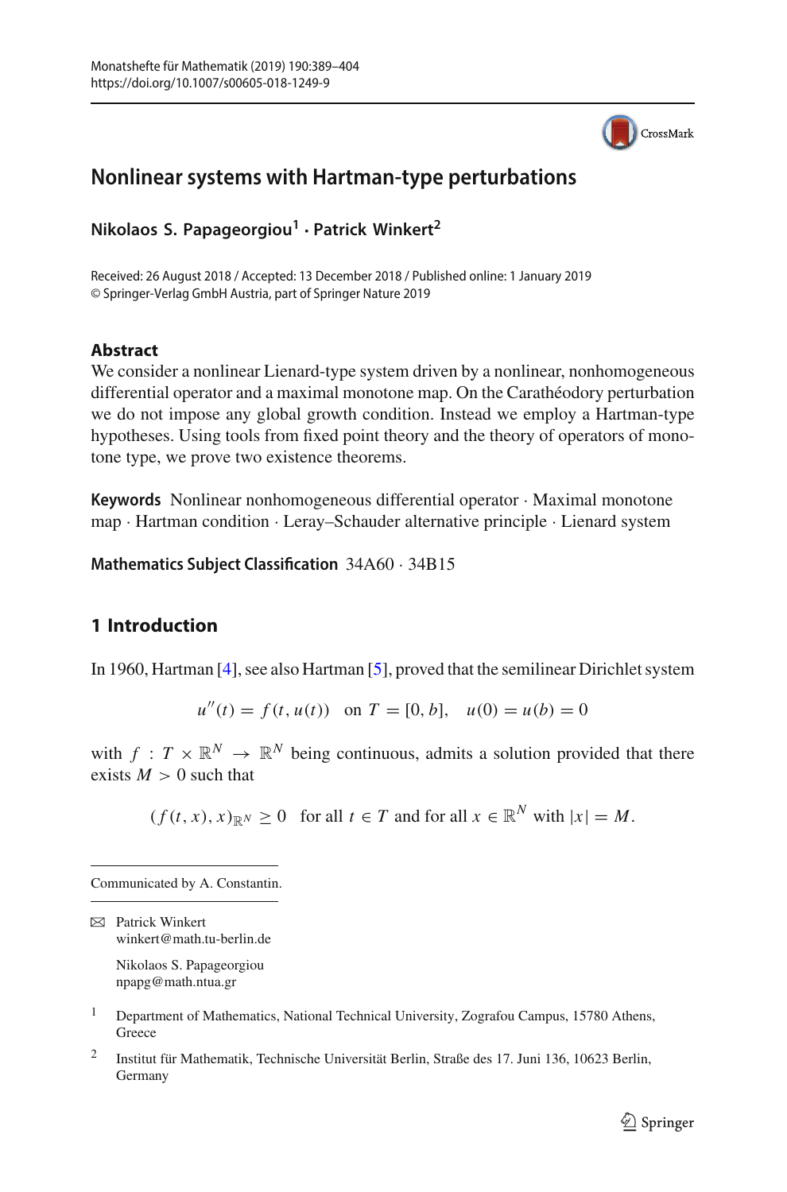# Nonlinear systems with Hartman-type perturbations

**Nikolaos S. Papageorgiou[1] · Patrick Winkert[2]**

Received: 26 August 2018 / Accepted: 13 December 2018 / Published online: 1 January 2019
© Springer-Verlag GmbH Austria, part of Springer Nature 2019

### Abstract

We consider a nonlinear Lienard-type system driven by a nonlinear, nonhomogeneous differential operator and a maximal monotone map. On the Carathéodory perturbation we do not impose any global growth condition. Instead we employ a Hartman-type hypotheses. Using tools from fixed point theory and the theory of operators of monotone type, we prove two existence theorems.

**Keywords** Nonlinear nonhomogeneous differential operator · Maximal monotone map · Hartman condition · Leray–Schauder alternative principle · Lienard system

**Mathematics Subject Classification** 34A60 · 34B15

## 1 Introduction

In 1960, Hartman [4], see also Hartman [5], proved that the semilinear Dirichlet system

$$u''(t) = f(t, u(t)) \quad \text{on } T = [0, b], \quad u(0) = u(b) = 0$$

with $f : T \times \mathbb{R}^N \to \mathbb{R}^N$ being continuous, admits a solution provided that there exists $M > 0$ such that

$$(f(t, x), x)_{\mathbb{R}^N} \geq 0 \quad \text{for all } t \in T \text{ and for all } x \in \mathbb{R}^N \text{ with } |x| = M.$$

---

Communicated by A. Constantin.

---

✉ Patrick Winkert
winkert@math.tu-berlin.de

Nikolaos S. Papageorgiou
npapg@math.ntua.gr

[1] Department of Mathematics, National Technical University, Zografou Campus, 15780 Athens, Greece

[2] Institut für Mathematik, Technische Universität Berlin, Straße des 17. Juni 136, 10623 Berlin, Germany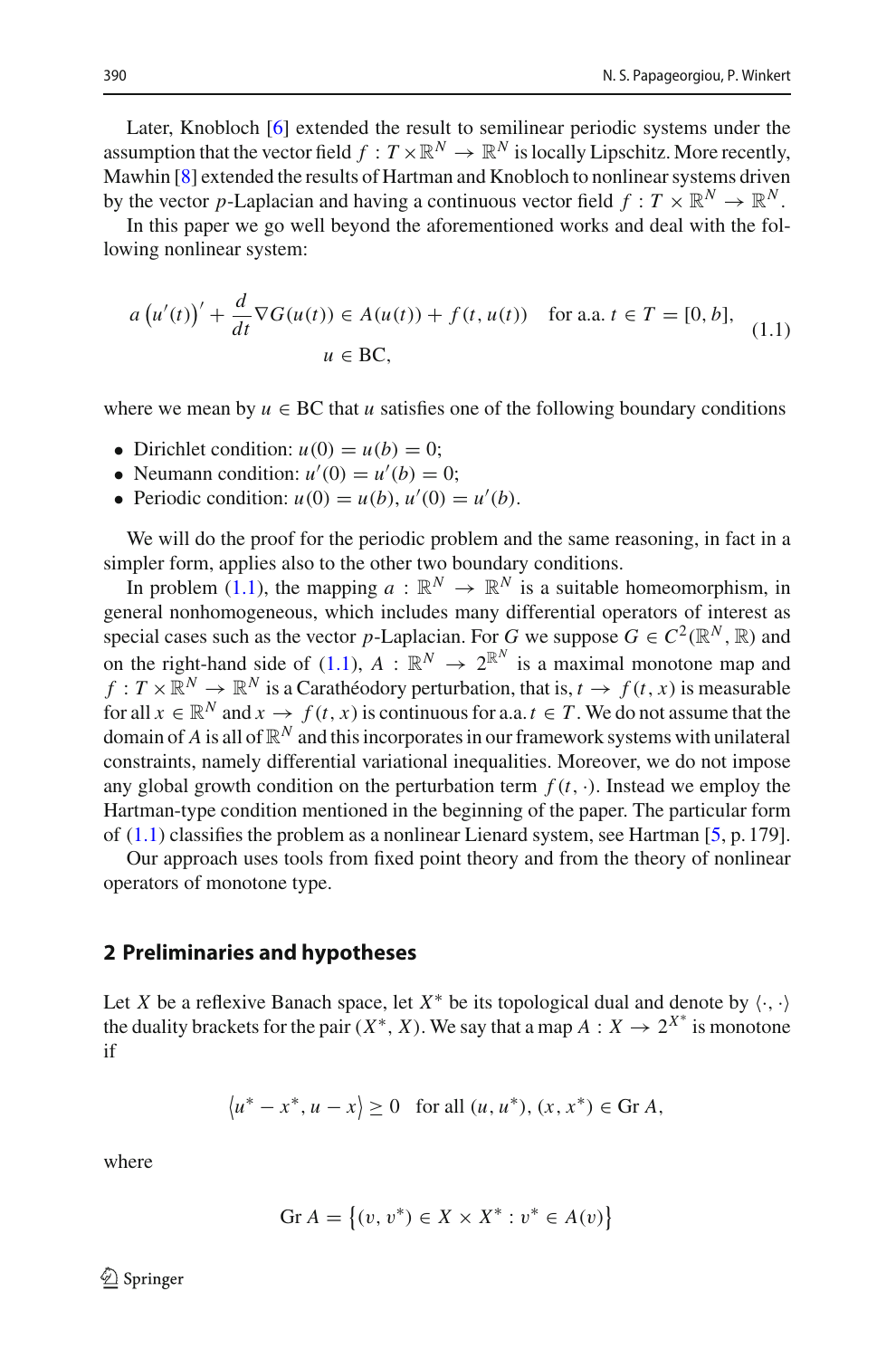Later, Knobloch [6] extended the result to semilinear periodic systems under the assumption that the vector field $f : T \times \mathbb{R}^N \to \mathbb{R}^N$ is locally Lipschitz. More recently, Mawhin [8] extended the results of Hartman and Knobloch to nonlinear systems driven by the vector $p$-Laplacian and having a continuous vector field $f : T \times \mathbb{R}^N \to \mathbb{R}^N$.

In this paper we go well beyond the aforementioned works and deal with the following nonlinear system:

$$
\begin{aligned}
a\left(u'(t)\right)' + \frac{d}{dt}\nabla G(u(t)) \in A(u(t)) + f(t, u(t)) \quad & \text{for a.a. } t \in T = [0, b], \\
u \in \text{BC}, \qquad\qquad &
\end{aligned}
\tag{1.1}
$$

where we mean by $u \in \text{BC}$ that $u$ satisfies one of the following boundary conditions

- Dirichlet condition: $u(0) = u(b) = 0$;
- Neumann condition: $u'(0) = u'(b) = 0$;
- Periodic condition: $u(0) = u(b)$, $u'(0) = u'(b)$.

We will do the proof for the periodic problem and the same reasoning, in fact in a simpler form, applies also to the other two boundary conditions.

In problem (1.1), the mapping $a : \mathbb{R}^N \to \mathbb{R}^N$ is a suitable homeomorphism, in general nonhomogeneous, which includes many differential operators of interest as special cases such as the vector $p$-Laplacian. For $G$ we suppose $G \in C^2(\mathbb{R}^N, \mathbb{R})$ and on the right-hand side of (1.1), $A : \mathbb{R}^N \to 2^{\mathbb{R}^N}$ is a maximal monotone map and $f : T \times \mathbb{R}^N \to \mathbb{R}^N$ is a Carathéodory perturbation, that is, $t \to f(t, x)$ is measurable for all $x \in \mathbb{R}^N$ and $x \to f(t, x)$ is continuous for a.a. $t \in T$. We do not assume that the domain of $A$ is all of $\mathbb{R}^N$ and this incorporates in our framework systems with unilateral constraints, namely differential variational inequalities. Moreover, we do not impose any global growth condition on the perturbation term $f(t, \cdot)$. Instead we employ the Hartman-type condition mentioned in the beginning of the paper. The particular form of (1.1) classifies the problem as a nonlinear Lienard system, see Hartman [5, p. 179].

Our approach uses tools from fixed point theory and from the theory of nonlinear operators of monotone type.

## 2 Preliminaries and hypotheses

Let $X$ be a reflexive Banach space, let $X^*$ be its topological dual and denote by $\langle \cdot, \cdot \rangle$ the duality brackets for the pair $(X^*, X)$. We say that a map $A : X \to 2^{X^*}$ is monotone if

$$
\left\langle u^* - x^*, u - x \right\rangle \geq 0 \quad \text{for all } (u, u^*), (x, x^*) \in \text{Gr}\, A,
$$

where

$$
\text{Gr}\, A = \left\{(v, v^*) \in X \times X^* : v^* \in A(v)\right\}
$$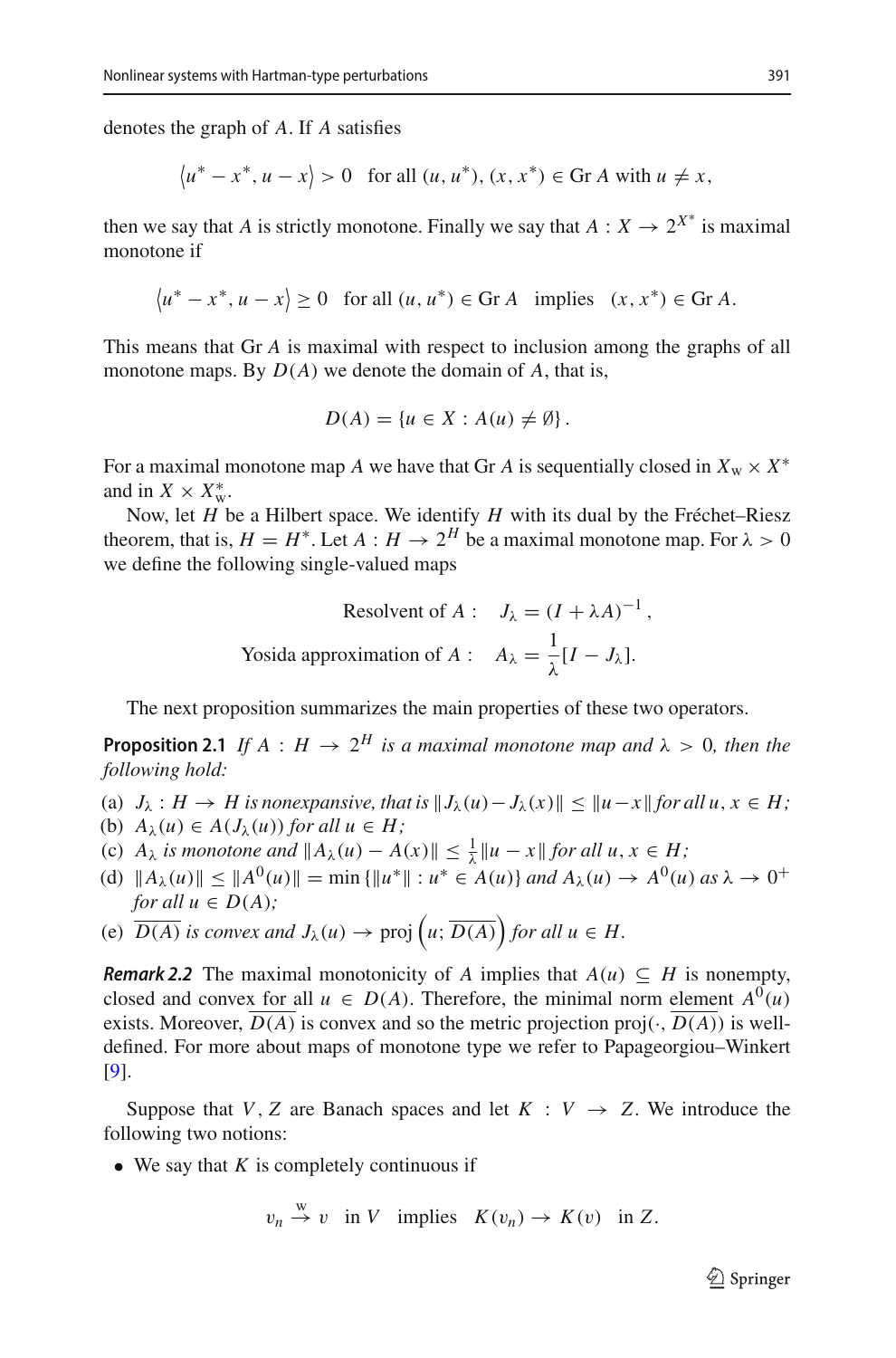denotes the graph of $A$. If $A$ satisfies

$$\langle u^* - x^*, u - x \rangle > 0 \quad \text{for all } (u, u^*), (x, x^*) \in \operatorname{Gr} A \text{ with } u \neq x,$$

then we say that $A$ is strictly monotone. Finally we say that $A : X \to 2^{X^*}$ is maximal monotone if

$$\langle u^* - x^*, u - x \rangle \geq 0 \quad \text{for all } (u, u^*) \in \operatorname{Gr} A \quad \text{implies} \quad (x, x^*) \in \operatorname{Gr} A.$$

This means that $\operatorname{Gr} A$ is maximal with respect to inclusion among the graphs of all monotone maps. By $D(A)$ we denote the domain of $A$, that is,

$$D(A) = \{u \in X : A(u) \neq \emptyset\}.$$

For a maximal monotone map $A$ we have that $\operatorname{Gr} A$ is sequentially closed in $X_{\mathrm{w}} \times X^*$ and in $X \times X^*_{\mathrm{w}}$.

Now, let $H$ be a Hilbert space. We identify $H$ with its dual by the Fréchet–Riesz theorem, that is, $H = H^*$. Let $A : H \to 2^H$ be a maximal monotone map. For $\lambda > 0$ we define the following single-valued maps

$$\text{Resolvent of } A: \quad J_\lambda = (I + \lambda A)^{-1},$$

$$\text{Yosida approximation of } A: \quad A_\lambda = \frac{1}{\lambda}[I - J_\lambda].$$

The next proposition summarizes the main properties of these two operators.

**Proposition 2.1** *If $A : H \to 2^H$ is a maximal monotone map and $\lambda > 0$, then the following hold:*

(a) *$J_\lambda : H \to H$ is nonexpansive, that is $\|J_\lambda(u) - J_\lambda(x)\| \leq \|u - x\|$ for all $u, x \in H$;*
(b) *$A_\lambda(u) \in A(J_\lambda(u))$ for all $u \in H$;*
(c) *$A_\lambda$ is monotone and $\|A_\lambda(u) - A(x)\| \leq \frac{1}{\lambda}\|u - x\|$ for all $u, x \in H$;*
(d) *$\|A_\lambda(u)\| \leq \|A^0(u)\| = \min\{\|u^*\| : u^* \in A(u)\}$ and $A_\lambda(u) \to A^0(u)$ as $\lambda \to 0^+$ for all $u \in D(A)$;*
(e) *$\overline{D(A)}$ is convex and $J_\lambda(u) \to \operatorname{proj}\left(u; \overline{D(A)}\right)$ for all $u \in H$.*

***Remark 2.2*** The maximal monotonicity of $A$ implies that $A(u) \subseteq H$ is nonempty, closed and convex for all $u \in D(A)$. Therefore, the minimal norm element $A^0(u)$ exists. Moreover, $\overline{D(A)}$ is convex and so the metric projection $\operatorname{proj}(\cdot, \overline{D(A)})$ is well-defined. For more about maps of monotone type we refer to Papageorgiou–Winkert [9].

Suppose that $V, Z$ are Banach spaces and let $K : V \to Z$. We introduce the following two notions:

- We say that $K$ is completely continuous if

$$v_n \xrightarrow{\mathrm{w}} v \quad \text{in } V \quad \text{implies} \quad K(v_n) \to K(v) \quad \text{in } Z.$$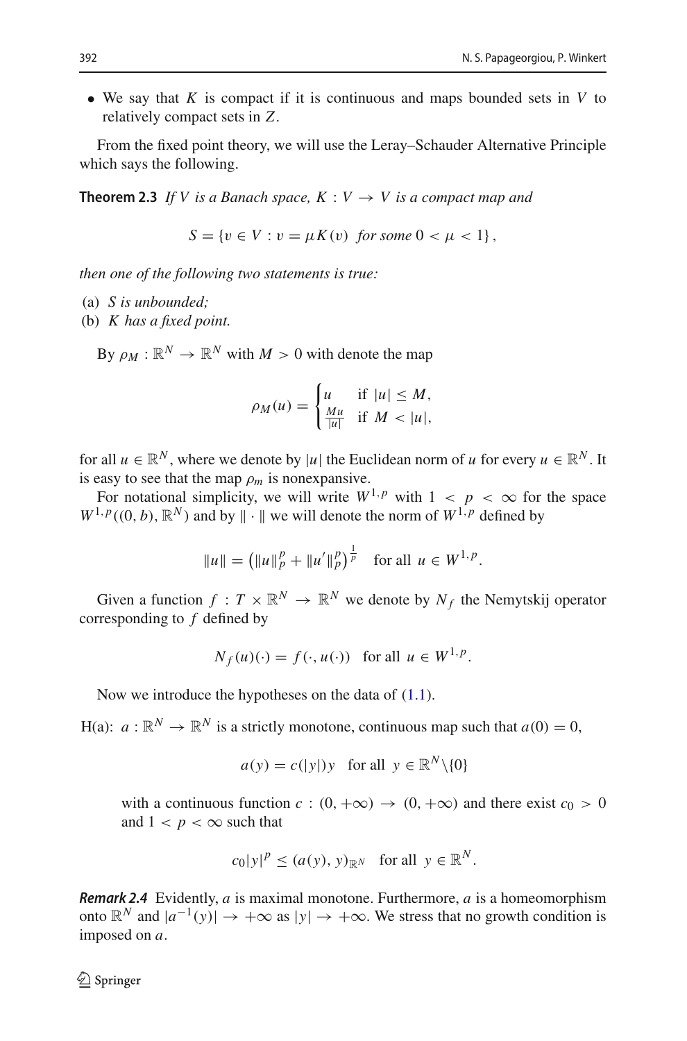- We say that $K$ is compact if it is continuous and maps bounded sets in $V$ to relatively compact sets in $Z$.

From the fixed point theory, we will use the Leray–Schauder Alternative Principle which says the following.

**Theorem 2.3** *If $V$ is a Banach space, $K : V \to V$ is a compact map and*

$$S = \{v \in V : v = \mu K(v) \text{ for some } 0 < \mu < 1\},$$

*then one of the following two statements is true:*

(a) *$S$ is unbounded;*
(b) *$K$ has a fixed point.*

By $\rho_M : \mathbb{R}^N \to \mathbb{R}^N$ with $M > 0$ with denote the map

$$\rho_M(u) = \begin{cases} u & \text{if } |u| \le M, \\ \frac{Mu}{|u|} & \text{if } M < |u|, \end{cases}$$

for all $u \in \mathbb{R}^N$, where we denote by $|u|$ the Euclidean norm of $u$ for every $u \in \mathbb{R}^N$. It is easy to see that the map $\rho_m$ is nonexpansive.

For notational simplicity, we will write $W^{1,p}$ with $1 < p < \infty$ for the space $W^{1,p}((0, b), \mathbb{R}^N)$ and by $\| \cdot \|$ we will denote the norm of $W^{1,p}$ defined by

$$\|u\| = \left(\|u\|_p^p + \|u'\|_p^p\right)^{\frac{1}{p}} \quad \text{for all } u \in W^{1,p}.$$

Given a function $f : T \times \mathbb{R}^N \to \mathbb{R}^N$ we denote by $N_f$ the Nemytskij operator corresponding to $f$ defined by

$$N_f(u)(\cdot) = f(\cdot, u(\cdot)) \quad \text{for all } u \in W^{1,p}.$$

Now we introduce the hypotheses on the data of (1.1).

H(a): $a : \mathbb{R}^N \to \mathbb{R}^N$ is a strictly monotone, continuous map such that $a(0) = 0$,

$$a(y) = c(|y|)y \quad \text{for all } y \in \mathbb{R}^N \setminus \{0\}$$

with a continuous function $c : (0, +\infty) \to (0, +\infty)$ and there exist $c_0 > 0$ and $1 < p < \infty$ such that

$$c_0|y|^p \le (a(y), y)_{\mathbb{R}^N} \quad \text{for all } y \in \mathbb{R}^N.$$

***Remark 2.4*** Evidently, $a$ is maximal monotone. Furthermore, $a$ is a homeomorphism onto $\mathbb{R}^N$ and $|a^{-1}(y)| \to +\infty$ as $|y| \to +\infty$. We stress that no growth condition is imposed on $a$.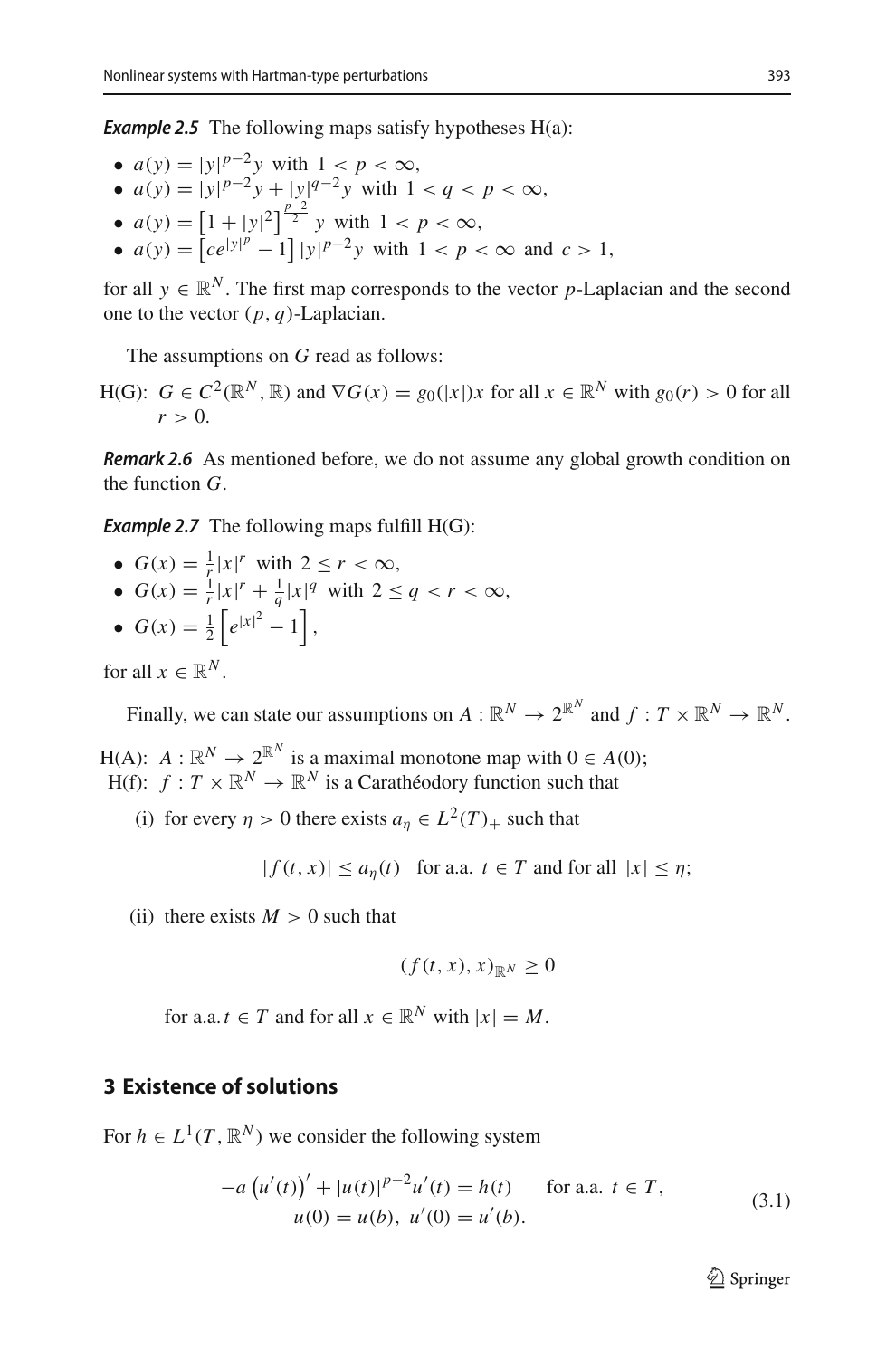***Example 2.5*** The following maps satisfy hypotheses H(a):

- $a(y) = |y|^{p-2}y$ with $1 < p < \infty$,
- $a(y) = |y|^{p-2}y + |y|^{q-2}y$ with $1 < q < p < \infty$,
- $a(y) = \left[1 + |y|^2\right]^{\frac{p-2}{2}} y$ with $1 < p < \infty$,
- $a(y) = \left[ce^{|y|^p} - 1\right] |y|^{p-2}y$ with $1 < p < \infty$ and $c > 1$,

for all $y \in \mathbb{R}^N$. The first map corresponds to the vector $p$-Laplacian and the second one to the vector $(p, q)$-Laplacian.

The assumptions on $G$ read as follows:

H(G): $G \in C^2(\mathbb{R}^N, \mathbb{R})$ and $\nabla G(x) = g_0(|x|)x$ for all $x \in \mathbb{R}^N$ with $g_0(r) > 0$ for all $r > 0$.

***Remark 2.6*** As mentioned before, we do not assume any global growth condition on the function $G$.

***Example 2.7*** The following maps fulfill H(G):

- $G(x) = \frac{1}{r}|x|^r$ with $2 \leq r < \infty$,
- $G(x) = \frac{1}{r}|x|^r + \frac{1}{q}|x|^q$ with $2 \leq q < r < \infty$,
- $G(x) = \frac{1}{2}\left[e^{|x|^2} - 1\right]$,

for all $x \in \mathbb{R}^N$.

Finally, we can state our assumptions on $A : \mathbb{R}^N \to 2^{\mathbb{R}^N}$ and $f : T \times \mathbb{R}^N \to \mathbb{R}^N$.

H(A): $A : \mathbb{R}^N \to 2^{\mathbb{R}^N}$ is a maximal monotone map with $0 \in A(0)$;

H(f): $f : T \times \mathbb{R}^N \to \mathbb{R}^N$ is a Carathéodory function such that

(i) for every $\eta > 0$ there exists $a_\eta \in L^2(T)_+$ such that

$$|f(t, x)| \leq a_\eta(t) \quad \text{for a.a. } t \in T \text{ and for all } |x| \leq \eta;$$

(ii) there exists $M > 0$ such that

$$(f(t, x), x)_{\mathbb{R}^N} \geq 0$$

for a.a. $t \in T$ and for all $x \in \mathbb{R}^N$ with $|x| = M$.

## 3 Existence of solutions

For $h \in L^1(T, \mathbb{R}^N)$ we consider the following system

$$\begin{aligned} -a\left(u'(t)\right)' + |u(t)|^{p-2}u'(t) &= h(t) \qquad \text{for a.a. } t \in T, \\ u(0) = u(b),\ u'(0) &= u'(b). \end{aligned} \tag{3.1}$$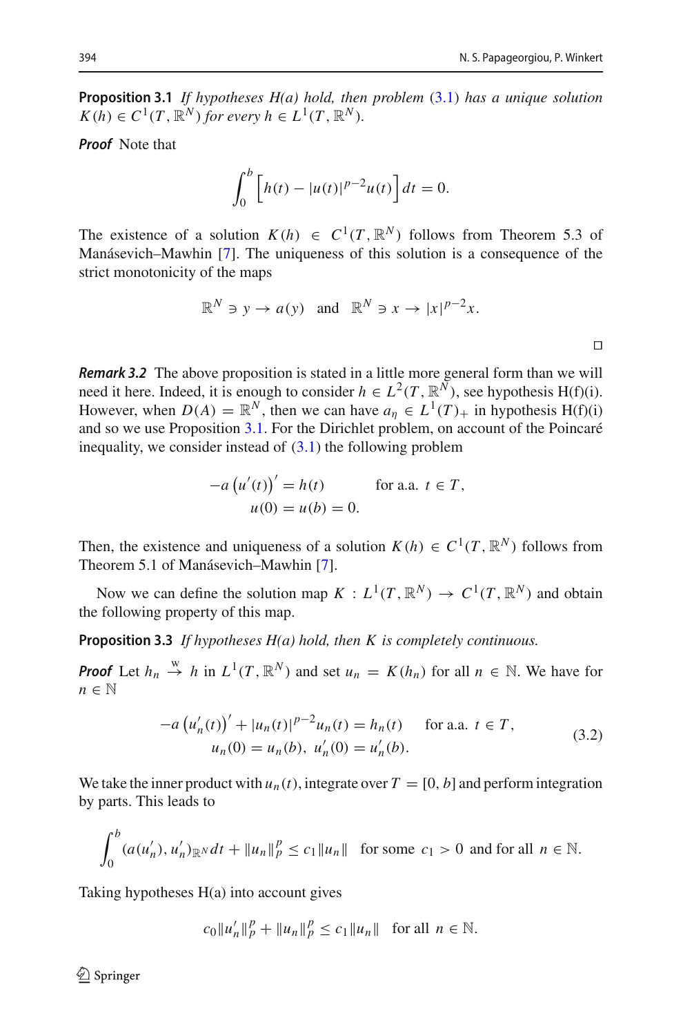**Proposition 3.1** *If hypotheses H(a) hold, then problem (3.1) has a unique solution $K(h) \in C^1(T, \mathbb{R}^N)$ for every $h \in L^1(T, \mathbb{R}^N)$.*

***Proof*** Note that

$$\int_0^b \left[ h(t) - |u(t)|^{p-2} u(t) \right] dt = 0.$$

The existence of a solution $K(h) \in C^1(T, \mathbb{R}^N)$ follows from Theorem 5.3 of Manásevich–Mawhin [7]. The uniqueness of this solution is a consequence of the strict monotonicity of the maps

$$\mathbb{R}^N \ni y \to a(y) \quad \text{and} \quad \mathbb{R}^N \ni x \to |x|^{p-2} x.$$

□

***Remark 3.2*** The above proposition is stated in a little more general form than we will need it here. Indeed, it is enough to consider $h \in L^2(T, \mathbb{R}^N)$, see hypothesis H(f)(i). However, when $D(A) = \mathbb{R}^N$, then we can have $a_\eta \in L^1(T)_+$ in hypothesis H(f)(i) and so we use Proposition 3.1. For the Dirichlet problem, on account of the Poincaré inequality, we consider instead of (3.1) the following problem

$$\begin{aligned}
-a \left( u'(t) \right)' &= h(t) \qquad \text{for a.a. } t \in T, \\
u(0) &= u(b) = 0.
\end{aligned}$$

Then, the existence and uniqueness of a solution $K(h) \in C^1(T, \mathbb{R}^N)$ follows from Theorem 5.1 of Manásevich–Mawhin [7].

Now we can define the solution map $K : L^1(T, \mathbb{R}^N) \to C^1(T, \mathbb{R}^N)$ and obtain the following property of this map.

**Proposition 3.3** *If hypotheses H(a) hold, then $K$ is completely continuous.*

***Proof*** Let $h_n \xrightarrow{w} h$ in $L^1(T, \mathbb{R}^N)$ and set $u_n = K(h_n)$ for all $n \in \mathbb{N}$. We have for $n \in \mathbb{N}$

$$\begin{aligned}
-a \left( u_n'(t) \right)' + |u_n(t)|^{p-2} u_n(t) &= h_n(t) \qquad \text{for a.a. } t \in T, \\
u_n(0) = u_n(b), \ u_n'(0) &= u_n'(b).
\end{aligned} \tag{3.2}$$

We take the inner product with $u_n(t)$, integrate over $T = [0, b]$ and perform integration by parts. This leads to

$$\int_0^b (a(u_n'), u_n')_{\mathbb{R}^N} dt + \|u_n\|_p^p \le c_1 \|u_n\| \quad \text{for some } c_1 > 0 \text{ and for all } n \in \mathbb{N}.$$

Taking hypotheses H(a) into account gives

$$c_0 \|u_n'\|_p^p + \|u_n\|_p^p \le c_1 \|u_n\| \quad \text{for all } n \in \mathbb{N}.$$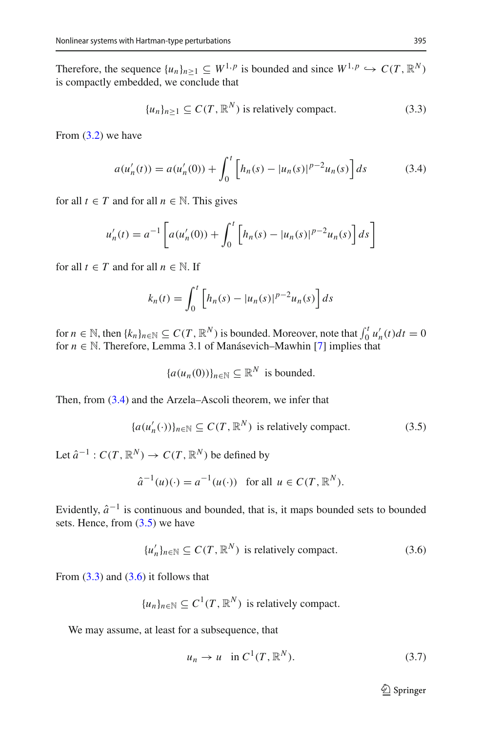Therefore, the sequence $\{u_n\}_{n\geq 1} \subseteq W^{1,p}$ is bounded and since $W^{1,p} \hookrightarrow C(T, \mathbb{R}^N)$ is compactly embedded, we conclude that

$$\{u_n\}_{n\geq 1} \subseteq C(T, \mathbb{R}^N) \text{ is relatively compact.} \tag{3.3}$$

From (3.2) we have

$$a(u_n'(t)) = a(u_n'(0)) + \int_0^t \left[h_n(s) - |u_n(s)|^{p-2}u_n(s)\right] ds \tag{3.4}$$

for all $t \in T$ and for all $n \in \mathbb{N}$. This gives

$$u_n'(t) = a^{-1}\left[a(u_n'(0)) + \int_0^t \left[h_n(s) - |u_n(s)|^{p-2}u_n(s)\right] ds\right]$$

for all $t \in T$ and for all $n \in \mathbb{N}$. If

$$k_n(t) = \int_0^t \left[h_n(s) - |u_n(s)|^{p-2}u_n(s)\right] ds$$

for $n \in \mathbb{N}$, then $\{k_n\}_{n\in\mathbb{N}} \subseteq C(T, \mathbb{R}^N)$ is bounded. Moreover, note that $\int_0^t u_n'(t)dt = 0$ for $n \in \mathbb{N}$. Therefore, Lemma 3.1 of Manásevich–Mawhin [7] implies that

$$\{a(u_n(0))\}_{n\in\mathbb{N}} \subseteq \mathbb{R}^N \text{ is bounded.}$$

Then, from (3.4) and the Arzela–Ascoli theorem, we infer that

$$\{a(u_n'(\cdot))\}_{n\in\mathbb{N}} \subseteq C(T, \mathbb{R}^N) \text{ is relatively compact.} \tag{3.5}$$

Let $\hat{a}^{-1} : C(T, \mathbb{R}^N) \to C(T, \mathbb{R}^N)$ be defined by

$$\hat{a}^{-1}(u)(\cdot) = a^{-1}(u(\cdot)) \quad \text{for all } u \in C(T, \mathbb{R}^N).$$

Evidently, $\hat{a}^{-1}$ is continuous and bounded, that is, it maps bounded sets to bounded sets. Hence, from (3.5) we have

$$\{u_n'\}_{n\in\mathbb{N}} \subseteq C(T, \mathbb{R}^N) \text{ is relatively compact.} \tag{3.6}$$

From (3.3) and (3.6) it follows that

$$\{u_n\}_{n\in\mathbb{N}} \subseteq C^1(T, \mathbb{R}^N) \text{ is relatively compact.}$$

We may assume, at least for a subsequence, that

$$u_n \to u \quad \text{in } C^1(T, \mathbb{R}^N). \tag{3.7}$$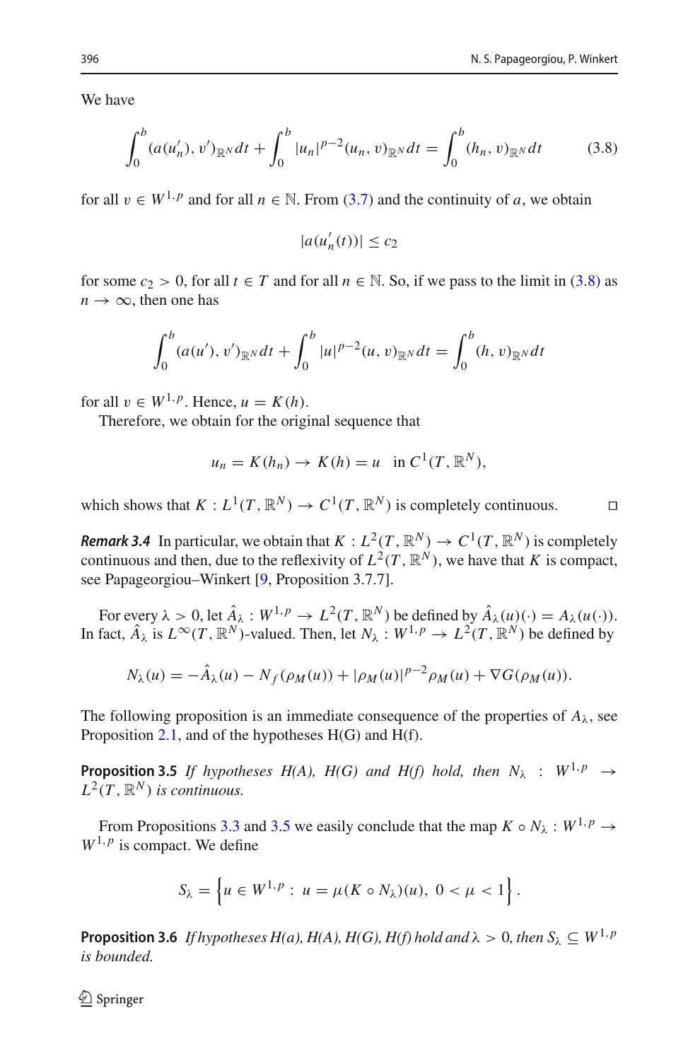We have

$$\int_0^b (a(u_n'), v')_{\mathbb{R}^N} dt + \int_0^b |u_n|^{p-2}(u_n, v)_{\mathbb{R}^N} dt = \int_0^b (h_n, v)_{\mathbb{R}^N} dt \tag{3.8}$$

for all $v \in W^{1,p}$ and for all $n \in \mathbb{N}$. From (3.7) and the continuity of $a$, we obtain

$$|a(u_n'(t))| \leq c_2$$

for some $c_2 > 0$, for all $t \in T$ and for all $n \in \mathbb{N}$. So, if we pass to the limit in (3.8) as $n \to \infty$, then one has

$$\int_0^b (a(u'), v')_{\mathbb{R}^N} dt + \int_0^b |u|^{p-2}(u, v)_{\mathbb{R}^N} dt = \int_0^b (h, v)_{\mathbb{R}^N} dt$$

for all $v \in W^{1,p}$. Hence, $u = K(h)$.

Therefore, we obtain for the original sequence that

$$u_n = K(h_n) \to K(h) = u \quad \text{in } C^1(T, \mathbb{R}^N),$$

which shows that $K : L^1(T, \mathbb{R}^N) \to C^1(T, \mathbb{R}^N)$ is completely continuous. □

***Remark 3.4*** In particular, we obtain that $K : L^2(T, \mathbb{R}^N) \to C^1(T, \mathbb{R}^N)$ is completely continuous and then, due to the reflexivity of $L^2(T, \mathbb{R}^N)$, we have that $K$ is compact, see Papageorgiou–Winkert [9, Proposition 3.7.7].

For every $\lambda > 0$, let $\hat{A}_\lambda : W^{1,p} \to L^2(T, \mathbb{R}^N)$ be defined by $\hat{A}_\lambda(u)(\cdot) = A_\lambda(u(\cdot))$. In fact, $\hat{A}_\lambda$ is $L^\infty(T, \mathbb{R}^N)$-valued. Then, let $N_\lambda : W^{1,p} \to L^2(T, \mathbb{R}^N)$ be defined by

$$N_\lambda(u) = -\hat{A}_\lambda(u) - N_f(\rho_M(u)) + |\rho_M(u)|^{p-2}\rho_M(u) + \nabla G(\rho_M(u)).$$

The following proposition is an immediate consequence of the properties of $A_\lambda$, see Proposition 2.1, and of the hypotheses H(G) and H(f).

**Proposition 3.5** *If hypotheses H(A), H(G) and H(f) hold, then $N_\lambda : W^{1,p} \to L^2(T, \mathbb{R}^N)$ is continuous.*

From Propositions 3.3 and 3.5 we easily conclude that the map $K \circ N_\lambda : W^{1,p} \to W^{1,p}$ is compact. We define

$$S_\lambda = \left\{ u \in W^{1,p} : \ u = \mu(K \circ N_\lambda)(u), \ 0 < \mu < 1 \right\}.$$

**Proposition 3.6** *If hypotheses H(a), H(A), H(G), H(f) hold and $\lambda > 0$, then $S_\lambda \subseteq W^{1,p}$ is bounded.*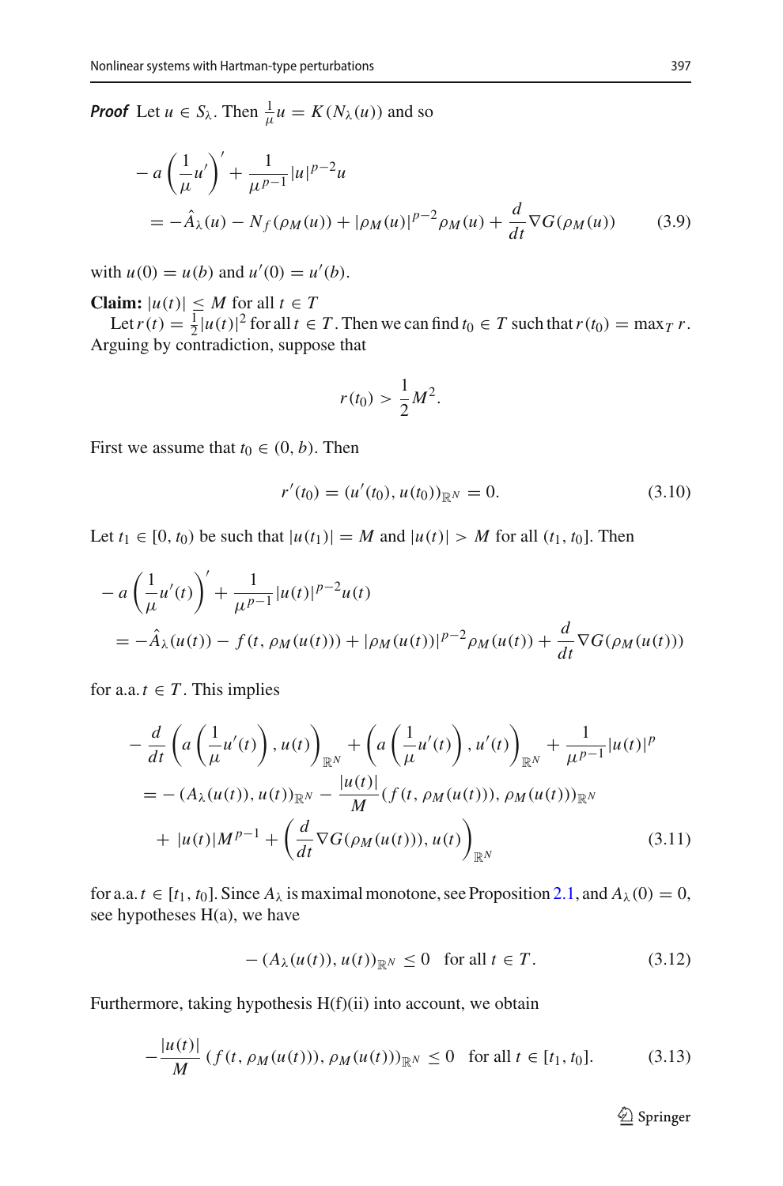***Proof*** Let $u \in S_\lambda$. Then $\frac{1}{\mu}u = K(N_\lambda(u))$ and so

$$
\begin{aligned}
& -a\left(\frac{1}{\mu}u'\right)' + \frac{1}{\mu^{p-1}}|u|^{p-2}u \\
& \quad = -\hat{A}_\lambda(u) - N_f(\rho_M(u)) + |\rho_M(u)|^{p-2}\rho_M(u) + \frac{d}{dt}\nabla G(\rho_M(u)) \qquad (3.9)
\end{aligned}
$$

with $u(0) = u(b)$ and $u'(0) = u'(b)$.

**Claim:** $|u(t)| \leq M$ for all $t \in T$

Let $r(t) = \frac{1}{2}|u(t)|^2$ for all $t \in T$. Then we can find $t_0 \in T$ such that $r(t_0) = \max_T r$. Arguing by contradiction, suppose that

$$
r(t_0) > \frac{1}{2}M^2.
$$

First we assume that $t_0 \in (0, b)$. Then

$$
r'(t_0) = (u'(t_0), u(t_0))_{\mathbb{R}^N} = 0. \qquad (3.10)
$$

Let $t_1 \in [0, t_0)$ be such that $|u(t_1)| = M$ and $|u(t)| > M$ for all $(t_1, t_0]$. Then

$$
\begin{aligned}
& -a\left(\frac{1}{\mu}u'(t)\right)' + \frac{1}{\mu^{p-1}}|u(t)|^{p-2}u(t) \\
& \quad = -\hat{A}_\lambda(u(t)) - f(t, \rho_M(u(t))) + |\rho_M(u(t))|^{p-2}\rho_M(u(t)) + \frac{d}{dt}\nabla G(\rho_M(u(t)))
\end{aligned}
$$

for a.a. $t \in T$. This implies

$$
\begin{aligned}
& -\frac{d}{dt}\left(a\left(\frac{1}{\mu}u'(t)\right), u(t)\right)_{\mathbb{R}^N} + \left(a\left(\frac{1}{\mu}u'(t)\right), u'(t)\right)_{\mathbb{R}^N} + \frac{1}{\mu^{p-1}}|u(t)|^p \\
& \quad = -(A_\lambda(u(t)), u(t))_{\mathbb{R}^N} - \frac{|u(t)|}{M}(f(t, \rho_M(u(t))), \rho_M(u(t)))_{\mathbb{R}^N} \\
& \qquad + |u(t)|M^{p-1} + \left(\frac{d}{dt}\nabla G(\rho_M(u(t))), u(t)\right)_{\mathbb{R}^N} \qquad (3.11)
\end{aligned}
$$

for a.a. $t \in [t_1, t_0]$. Since $A_\lambda$ is maximal monotone, see Proposition 2.1, and $A_\lambda(0) = 0$, see hypotheses H(a), we have

$$
-(A_\lambda(u(t)), u(t))_{\mathbb{R}^N} \leq 0 \quad \text{for all } t \in T. \qquad (3.12)
$$

Furthermore, taking hypothesis H(f)(ii) into account, we obtain

$$
-\frac{|u(t)|}{M}(f(t, \rho_M(u(t))), \rho_M(u(t)))_{\mathbb{R}^N} \leq 0 \quad \text{for all } t \in [t_1, t_0]. \qquad (3.13)
$$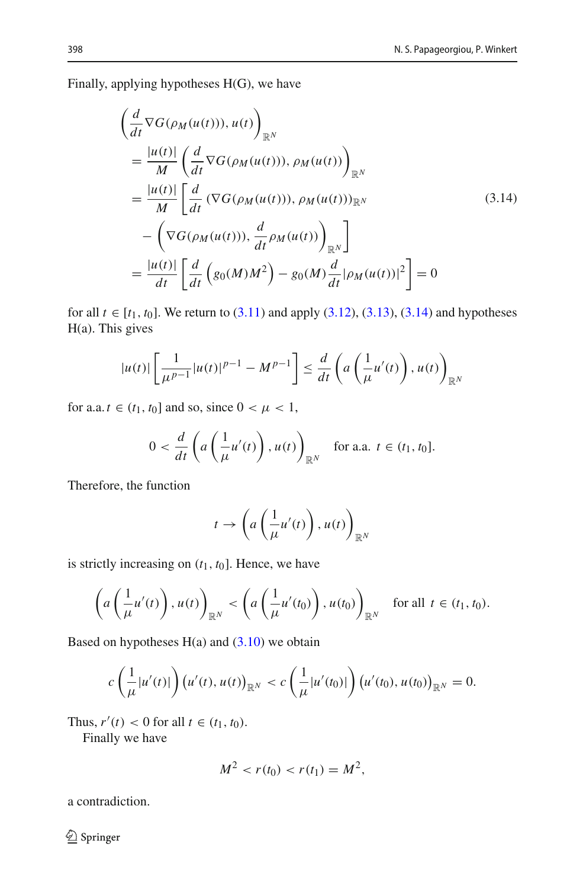Finally, applying hypotheses H(G), we have

$$
\begin{aligned}
&\left(\frac{d}{dt}\nabla G(\rho_M(u(t))), u(t)\right)_{\mathbb{R}^N} \\
&= \frac{|u(t)|}{M}\left(\frac{d}{dt}\nabla G(\rho_M(u(t))), \rho_M(u(t))\right)_{\mathbb{R}^N} \\
&= \frac{|u(t)|}{M}\left[\frac{d}{dt}\left(\nabla G(\rho_M(u(t))), \rho_M(u(t))\right)_{\mathbb{R}^N}\right. \\
&\quad \left. - \left(\nabla G(\rho_M(u(t))), \frac{d}{dt}\rho_M(u(t))\right)_{\mathbb{R}^N}\right] \\
&= \frac{|u(t)|}{dt}\left[\frac{d}{dt}\left(g_0(M)M^2\right) - g_0(M)\frac{d}{dt}|\rho_M(u(t))|^2\right] = 0
\end{aligned} \tag{3.14}
$$

for all $t \in [t_1, t_0]$. We return to (3.11) and apply (3.12), (3.13), (3.14) and hypotheses H(a). This gives

$$
|u(t)|\left[\frac{1}{\mu^{p-1}}|u(t)|^{p-1} - M^{p-1}\right] \le \frac{d}{dt}\left(a\left(\frac{1}{\mu}u'(t)\right), u(t)\right)_{\mathbb{R}^N}
$$

for a.a. $t \in (t_1, t_0]$ and so, since $0 < \mu < 1$,

$$
0 < \frac{d}{dt}\left(a\left(\frac{1}{\mu}u'(t)\right), u(t)\right)_{\mathbb{R}^N} \quad \text{for a.a. } t \in (t_1, t_0].
$$

Therefore, the function

$$
t \to \left(a\left(\frac{1}{\mu}u'(t)\right), u(t)\right)_{\mathbb{R}^N}
$$

is strictly increasing on $(t_1, t_0]$. Hence, we have

$$
\left(a\left(\frac{1}{\mu}u'(t)\right), u(t)\right)_{\mathbb{R}^N} < \left(a\left(\frac{1}{\mu}u'(t_0)\right), u(t_0)\right)_{\mathbb{R}^N} \quad \text{for all } t \in (t_1, t_0).
$$

Based on hypotheses H(a) and (3.10) we obtain

$$
c\left(\frac{1}{\mu}|u'(t)|\right)\left(u'(t), u(t)\right)_{\mathbb{R}^N} < c\left(\frac{1}{\mu}|u'(t_0)|\right)\left(u'(t_0), u(t_0)\right)_{\mathbb{R}^N} = 0.
$$

Thus, $r'(t) < 0$ for all $t \in (t_1, t_0)$.

Finally we have

$$
M^2 < r(t_0) < r(t_1) = M^2,
$$

a contradiction.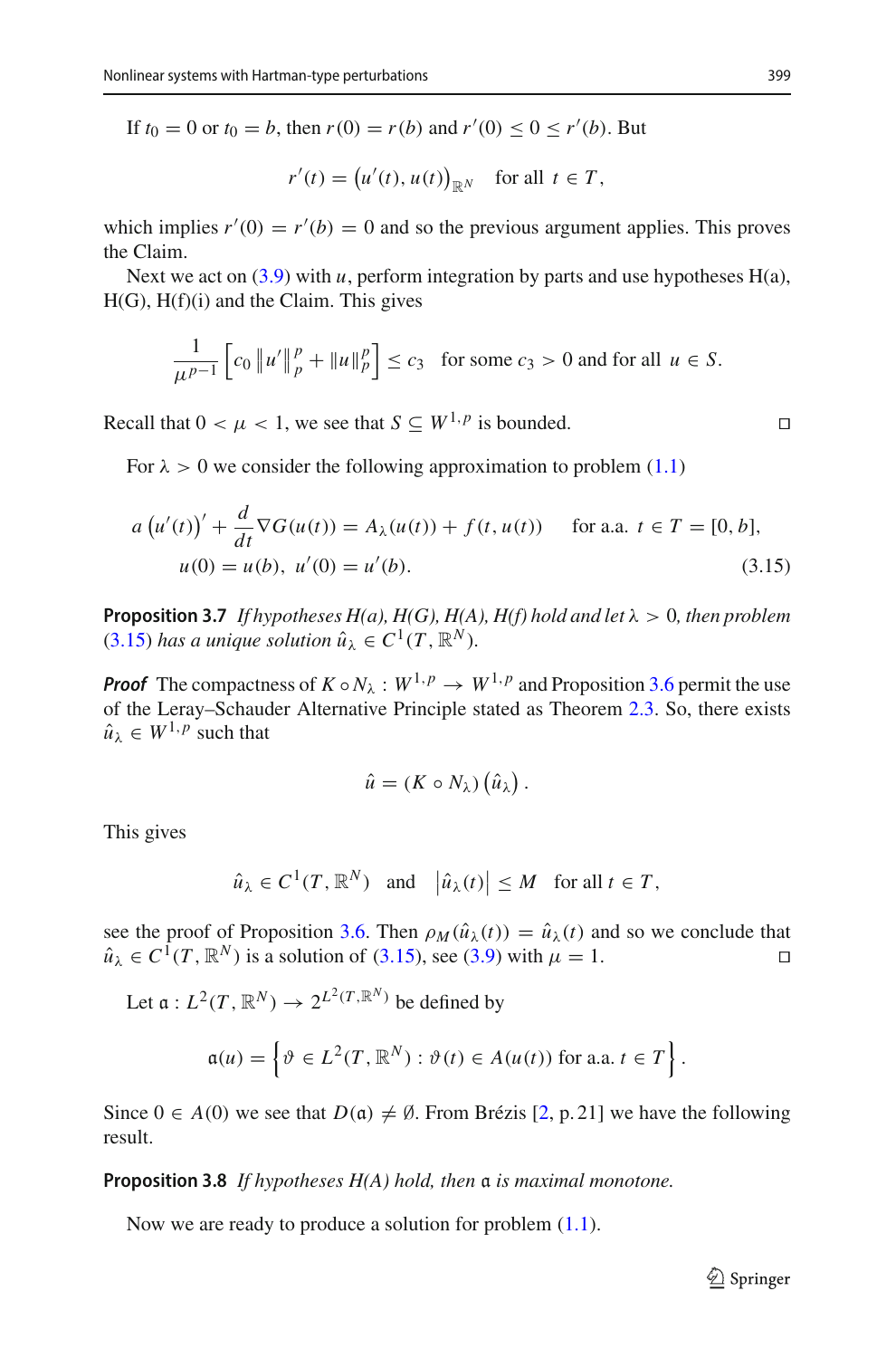If $t_0 = 0$ or $t_0 = b$, then $r(0) = r(b)$ and $r'(0) \leq 0 \leq r'(b)$. But

$$r'(t) = \left(u'(t), u(t)\right)_{\mathbb{R}^N} \quad \text{for all } t \in T,$$

which implies $r'(0) = r'(b) = 0$ and so the previous argument applies. This proves the Claim.

Next we act on (3.9) with $u$, perform integration by parts and use hypotheses H(a), H(G), H(f)(i) and the Claim. This gives

$$\frac{1}{\mu^{p-1}} \left[ c_0 \left\| u' \right\|_p^p + \|u\|_p^p \right] \leq c_3 \quad \text{for some } c_3 > 0 \text{ and for all } u \in S.$$

Recall that $0 < \mu < 1$, we see that $S \subseteq W^{1,p}$ is bounded. $\square$

For $\lambda > 0$ we consider the following approximation to problem (1.1)

$$\begin{aligned} &a\left(u'(t)\right)' + \frac{d}{dt} \nabla G(u(t)) = A_\lambda(u(t)) + f(t, u(t)) \qquad \text{for a.a. } t \in T = [0, b], \\ &\quad u(0) = u(b), \ u'(0) = u'(b). \end{aligned} \tag{3.15}$$

**Proposition 3.7** *If hypotheses H(a), H(G), H(A), H(f) hold and let $\lambda > 0$, then problem (3.15) has a unique solution $\hat{u}_\lambda \in C^1(T, \mathbb{R}^N)$.*

***Proof*** The compactness of $K \circ N_\lambda : W^{1,p} \to W^{1,p}$ and Proposition 3.6 permit the use of the Leray–Schauder Alternative Principle stated as Theorem 2.3. So, there exists $\hat{u}_\lambda \in W^{1,p}$ such that

$$\hat{u} = (K \circ N_\lambda) \left(\hat{u}_\lambda\right).$$

This gives

$$\hat{u}_\lambda \in C^1(T, \mathbb{R}^N) \quad \text{and} \quad \left|\hat{u}_\lambda(t)\right| \leq M \quad \text{for all } t \in T,$$

see the proof of Proposition 3.6. Then $\rho_M(\hat{u}_\lambda(t)) = \hat{u}_\lambda(t)$ and so we conclude that $\hat{u}_\lambda \in C^1(T, \mathbb{R}^N)$ is a solution of (3.15), see (3.9) with $\mu = 1$. $\square$

Let $\mathfrak{a} : L^2(T, \mathbb{R}^N) \to 2^{L^2(T, \mathbb{R}^N)}$ be defined by

$$\mathfrak{a}(u) = \left\{ \vartheta \in L^2(T, \mathbb{R}^N) : \vartheta(t) \in A(u(t)) \text{ for a.a. } t \in T \right\}.$$

Since $0 \in A(0)$ we see that $D(\mathfrak{a}) \neq \emptyset$. From Brézis [2, p. 21] we have the following result.

**Proposition 3.8** *If hypotheses H(A) hold, then $\mathfrak{a}$ is maximal monotone.*

Now we are ready to produce a solution for problem (1.1).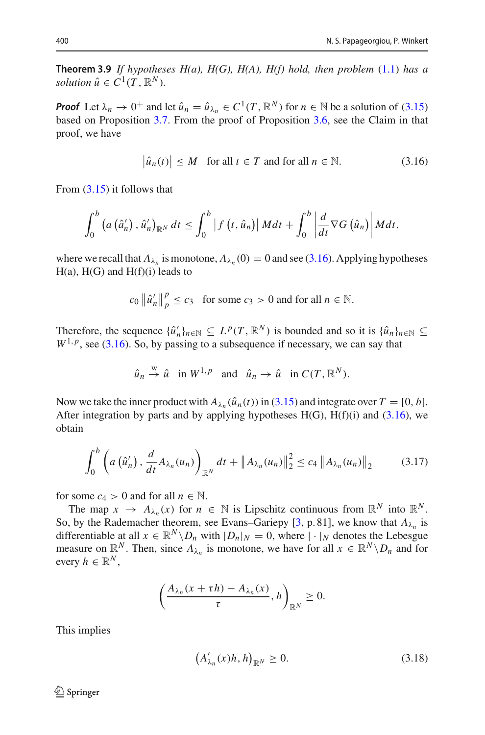**Theorem 3.9** *If hypotheses H(a), H(G), H(A), H(f) hold, then problem* (1.1) *has a solution* $\hat{u} \in C^1(T, \mathbb{R}^N)$.

***Proof*** Let $\lambda_n \to 0^+$ and let $\hat{u}_n = \hat{u}_{\lambda_n} \in C^1(T, \mathbb{R}^N)$ for $n \in \mathbb{N}$ be a solution of (3.15) based on Proposition 3.7. From the proof of Proposition 3.6, see the Claim in that proof, we have

$$\left|\hat{u}_n(t)\right| \leq M \quad \text{for all } t \in T \text{ and for all } n \in \mathbb{N}. \tag{3.16}$$

From (3.15) it follows that

$$\int_0^b \left(a\left(\hat{u}_n'\right), \hat{u}_n'\right)_{\mathbb{R}^N} dt \leq \int_0^b \left|f\left(t, \hat{u}_n\right)\right| M dt + \int_0^b \left|\frac{d}{dt} \nabla G\left(\hat{u}_n\right)\right| M dt,$$

where we recall that $A_{\lambda_n}$ is monotone, $A_{\lambda_n}(0) = 0$ and see (3.16). Applying hypotheses H(a), H(G) and H(f)(i) leads to

$$c_0 \left\|\hat{u}_n'\right\|_p^p \leq c_3 \quad \text{for some } c_3 > 0 \text{ and for all } n \in \mathbb{N}.$$

Therefore, the sequence $\{\hat{u}_n'\}_{n \in \mathbb{N}} \subseteq L^p(T, \mathbb{R}^N)$ is bounded and so it is $\{\hat{u}_n\}_{n \in \mathbb{N}} \subseteq W^{1,p}$, see (3.16). So, by passing to a subsequence if necessary, we can say that

$$\hat{u}_n \overset{w}{\to} \hat{u} \quad \text{in } W^{1,p} \quad \text{and} \quad \hat{u}_n \to \hat{u} \quad \text{in } C(T, \mathbb{R}^N).$$

Now we take the inner product with $A_{\lambda_n}(\hat{u}_n(t))$ in (3.15) and integrate over $T = [0, b]$. After integration by parts and by applying hypotheses H(G), H(f)(i) and (3.16), we obtain

$$\int_0^b \left(a\left(\hat{u}_n'\right), \frac{d}{dt} A_{\lambda_n}(u_n)\right)_{\mathbb{R}^N} dt + \left\|A_{\lambda_n}(u_n)\right\|_2^2 \leq c_4 \left\|A_{\lambda_n}(u_n)\right\|_2 \tag{3.17}$$

for some $c_4 > 0$ and for all $n \in \mathbb{N}$.

The map $x \to A_{\lambda_n}(x)$ for $n \in \mathbb{N}$ is Lipschitz continuous from $\mathbb{R}^N$ into $\mathbb{R}^N$. So, by the Rademacher theorem, see Evans–Gariepy [3, p. 81], we know that $A_{\lambda_n}$ is differentiable at all $x \in \mathbb{R}^N \setminus D_n$ with $|D_n|_N = 0$, where $|\cdot|_N$ denotes the Lebesgue measure on $\mathbb{R}^N$. Then, since $A_{\lambda_n}$ is monotone, we have for all $x \in \mathbb{R}^N \setminus D_n$ and for every $h \in \mathbb{R}^N$,

$$\left(\frac{A_{\lambda_n}(x + \tau h) - A_{\lambda_n}(x)}{\tau}, h\right)_{\mathbb{R}^N} \geq 0.$$

This implies

$$\left(A_{\lambda_n}'(x)h, h\right)_{\mathbb{R}^N} \geq 0. \tag{3.18}$$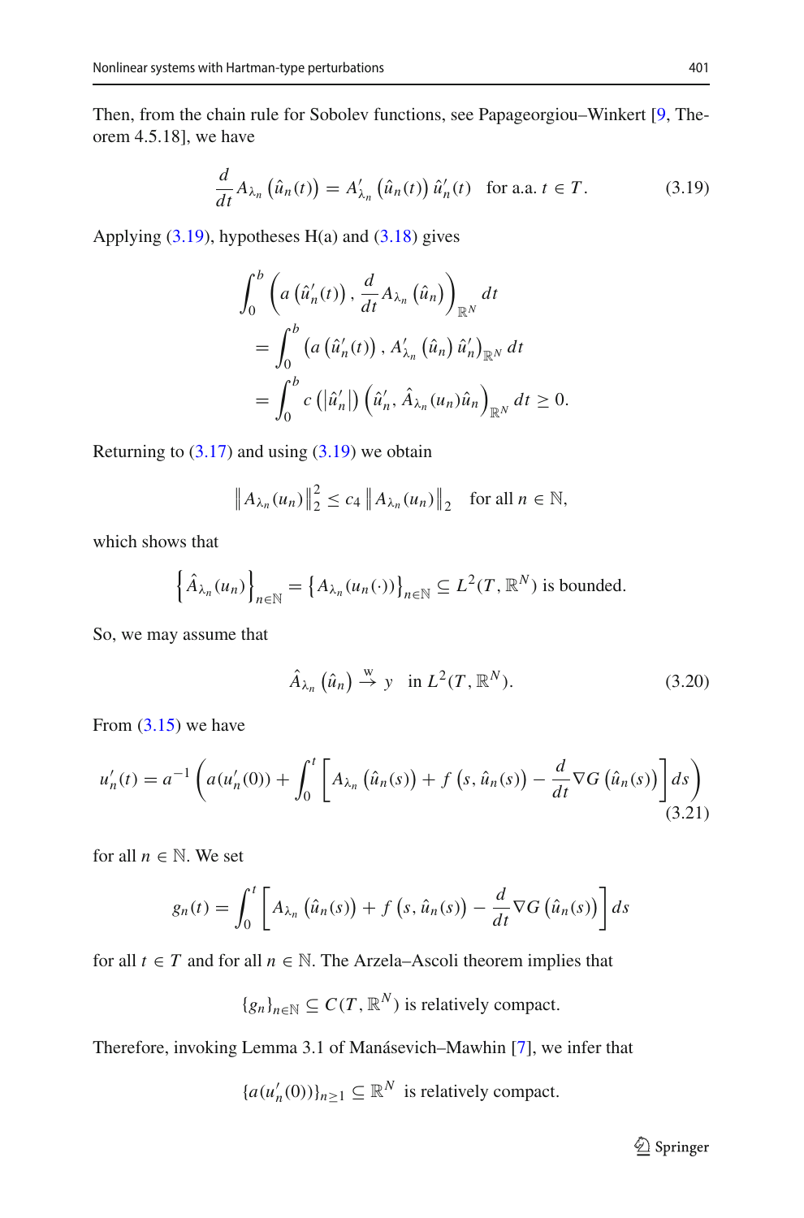Then, from the chain rule for Sobolev functions, see Papageorgiou–Winkert [9, Theorem 4.5.18], we have

$$\frac{d}{dt} A_{\lambda_n}\left(\hat{u}_n(t)\right) = A'_{\lambda_n}\left(\hat{u}_n(t)\right)\hat{u}'_n(t) \quad \text{for a.a. } t \in T. \tag{3.19}$$

Applying (3.19), hypotheses H(a) and (3.18) gives

$$\begin{aligned}
&\int_0^b \left(a\left(\hat{u}'_n(t)\right), \frac{d}{dt} A_{\lambda_n}\left(\hat{u}_n\right)\right)_{\mathbb{R}^N} dt \\
&= \int_0^b \left(a\left(\hat{u}'_n(t)\right), A'_{\lambda_n}\left(\hat{u}_n\right)\hat{u}'_n\right)_{\mathbb{R}^N} dt \\
&= \int_0^b c\left(\left|\hat{u}'_n\right|\right)\left(\hat{u}'_n, \hat{A}_{\lambda_n}(u_n)\hat{u}_n\right)_{\mathbb{R}^N} dt \geq 0.
\end{aligned}$$

Returning to (3.17) and using (3.19) we obtain

$$\left\|A_{\lambda_n}(u_n)\right\|_2^2 \leq c_4 \left\|A_{\lambda_n}(u_n)\right\|_2 \quad \text{for all } n \in \mathbb{N},$$

which shows that

$$\left\{\hat{A}_{\lambda_n}(u_n)\right\}_{n\in\mathbb{N}} = \left\{A_{\lambda_n}(u_n(\cdot))\right\}_{n\in\mathbb{N}} \subseteq L^2(T, \mathbb{R}^N) \text{ is bounded.}$$

So, we may assume that

$$\hat{A}_{\lambda_n}\left(\hat{u}_n\right) \xrightarrow{w} y \quad \text{in } L^2(T, \mathbb{R}^N). \tag{3.20}$$

From (3.15) we have

$$u'_n(t) = a^{-1}\left(a(u'_n(0)) + \int_0^t \left[A_{\lambda_n}\left(\hat{u}_n(s)\right) + f\left(s, \hat{u}_n(s)\right) - \frac{d}{dt}\nabla G\left(\hat{u}_n(s)\right)\right] ds\right) \tag{3.21}$$

for all $n \in \mathbb{N}$. We set

$$g_n(t) = \int_0^t \left[A_{\lambda_n}\left(\hat{u}_n(s)\right) + f\left(s, \hat{u}_n(s)\right) - \frac{d}{dt}\nabla G\left(\hat{u}_n(s)\right)\right] ds$$

for all $t \in T$ and for all $n \in \mathbb{N}$. The Arzela–Ascoli theorem implies that

$$\{g_n\}_{n\in\mathbb{N}} \subseteq C(T, \mathbb{R}^N) \text{ is relatively compact.}$$

Therefore, invoking Lemma 3.1 of Manásevich–Mawhin [7], we infer that

$$\{a(u'_n(0))\}_{n\geq 1} \subseteq \mathbb{R}^N \quad \text{is relatively compact.}$$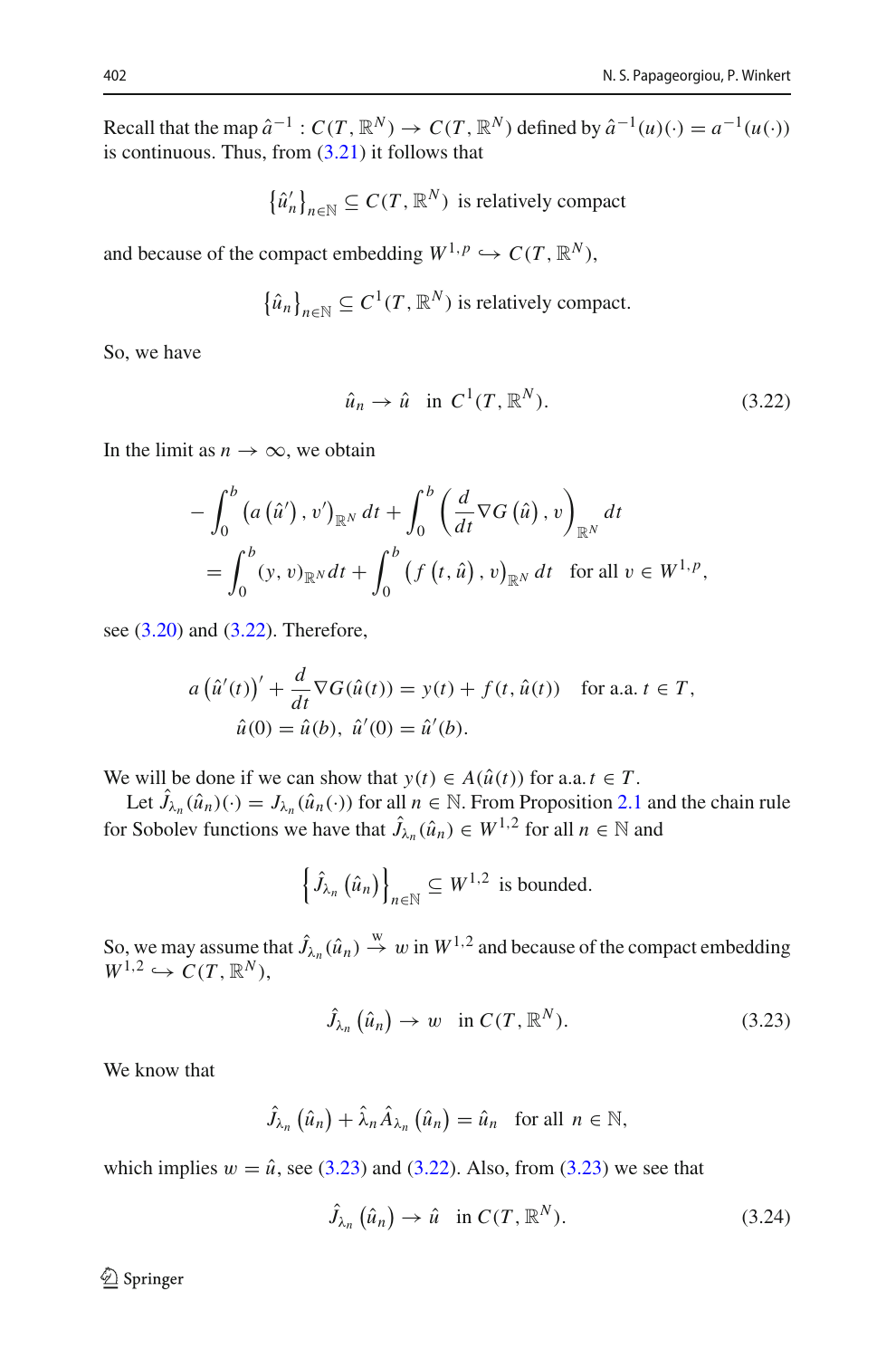Recall that the map $\hat{a}^{-1} : C(T, \mathbb{R}^N) \to C(T, \mathbb{R}^N)$ defined by $\hat{a}^{-1}(u)(\cdot) = a^{-1}(u(\cdot))$ is continuous. Thus, from (3.21) it follows that

$$\left\{\hat{u}_n'\right\}_{n\in\mathbb{N}} \subseteq C(T, \mathbb{R}^N) \text{ is relatively compact}$$

and because of the compact embedding $W^{1,p} \hookrightarrow C(T, \mathbb{R}^N)$,

$$\left\{\hat{u}_n\right\}_{n\in\mathbb{N}} \subseteq C^1(T, \mathbb{R}^N) \text{ is relatively compact.}$$

So, we have

$$\hat{u}_n \to \hat{u} \quad \text{in } C^1(T, \mathbb{R}^N). \tag{3.22}$$

In the limit as $n \to \infty$, we obtain

$$\begin{aligned}
&-\int_0^b \left(a\left(\hat{u}'\right), v'\right)_{\mathbb{R}^N} dt + \int_0^b \left(\frac{d}{dt}\nabla G\left(\hat{u}\right), v\right)_{\mathbb{R}^N} dt \\
&\quad = \int_0^b (y, v)_{\mathbb{R}^N} dt + \int_0^b \left(f\left(t, \hat{u}\right), v\right)_{\mathbb{R}^N} dt \quad \text{for all } v \in W^{1,p},
\end{aligned}$$

see (3.20) and (3.22). Therefore,

$$\begin{aligned}
&a\left(\hat{u}'(t)\right)' + \frac{d}{dt}\nabla G(\hat{u}(t)) = y(t) + f(t, \hat{u}(t)) \quad \text{for a.a. } t \in T, \\
&\hat{u}(0) = \hat{u}(b), \ \hat{u}'(0) = \hat{u}'(b).
\end{aligned}$$

We will be done if we can show that $y(t) \in A(\hat{u}(t))$ for a.a. $t \in T$.

Let $\hat{J}_{\lambda_n}(\hat{u}_n)(\cdot) = J_{\lambda_n}(\hat{u}_n(\cdot))$ for all $n \in \mathbb{N}$. From Proposition 2.1 and the chain rule for Sobolev functions we have that $\hat{J}_{\lambda_n}(\hat{u}_n) \in W^{1,2}$ for all $n \in \mathbb{N}$ and

$$\left\{\hat{J}_{\lambda_n}\left(\hat{u}_n\right)\right\}_{n\in\mathbb{N}} \subseteq W^{1,2} \text{ is bounded.}$$

So, we may assume that $\hat{J}_{\lambda_n}(\hat{u}_n) \xrightarrow{\text{w}} w$ in $W^{1,2}$ and because of the compact embedding $W^{1,2} \hookrightarrow C(T, \mathbb{R}^N)$,

$$\hat{J}_{\lambda_n}\left(\hat{u}_n\right) \to w \quad \text{in } C(T, \mathbb{R}^N). \tag{3.23}$$

We know that

$$\hat{J}_{\lambda_n}\left(\hat{u}_n\right) + \hat{\lambda}_n \hat{A}_{\lambda_n}\left(\hat{u}_n\right) = \hat{u}_n \quad \text{for all } n \in \mathbb{N},$$

which implies $w = \hat{u}$, see (3.23) and (3.22). Also, from (3.23) we see that

$$\hat{J}_{\lambda_n}\left(\hat{u}_n\right) \to \hat{u} \quad \text{in } C(T, \mathbb{R}^N). \tag{3.24}$$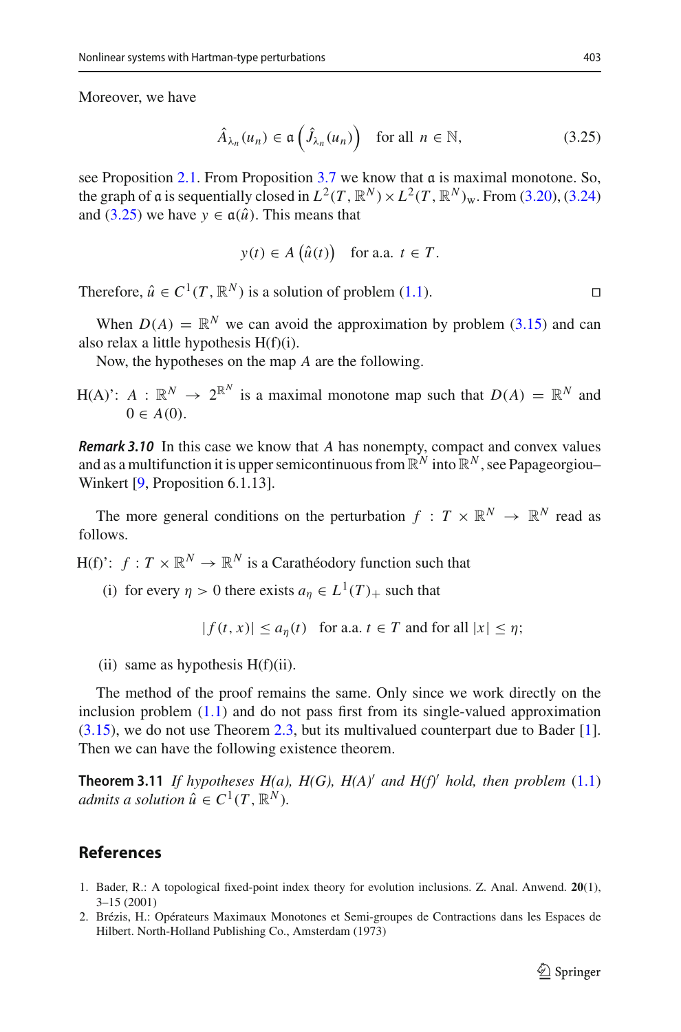Moreover, we have

$$\hat{A}_{\lambda_n}(u_n) \in \mathfrak{a}\left(\hat{J}_{\lambda_n}(u_n)\right) \quad \text{for all } n \in \mathbb{N}, \tag{3.25}$$

see Proposition 2.1. From Proposition 3.7 we know that $\mathfrak{a}$ is maximal monotone. So, the graph of $\mathfrak{a}$ is sequentially closed in $L^2(T, \mathbb{R}^N) \times L^2(T, \mathbb{R}^N)_{\mathrm{w}}$. From (3.20), (3.24) and (3.25) we have $y \in \mathfrak{a}(\hat{u})$. This means that

$$y(t) \in A\left(\hat{u}(t)\right) \quad \text{for a.a. } t \in T.$$

Therefore, $\hat{u} \in C^1(T, \mathbb{R}^N)$ is a solution of problem (1.1). ◻

When $D(A) = \mathbb{R}^N$ we can avoid the approximation by problem (3.15) and can also relax a little hypothesis H(f)(i).

Now, the hypotheses on the map $A$ are the following.

H(A)': $A : \mathbb{R}^N \to 2^{\mathbb{R}^N}$ is a maximal monotone map such that $D(A) = \mathbb{R}^N$ and $0 \in A(0)$.

***Remark 3.10*** In this case we know that $A$ has nonempty, compact and convex values and as a multifunction it is upper semicontinuous from $\mathbb{R}^N$ into $\mathbb{R}^N$, see Papageorgiou–Winkert [9, Proposition 6.1.13].

The more general conditions on the perturbation $f : T \times \mathbb{R}^N \to \mathbb{R}^N$ read as follows.

H(f)': $f : T \times \mathbb{R}^N \to \mathbb{R}^N$ is a Carathéodory function such that

(i) for every $\eta > 0$ there exists $a_\eta \in L^1(T)_+$ such that

$$|f(t, x)| \le a_\eta(t) \quad \text{for a.a. } t \in T \text{ and for all } |x| \le \eta;$$

(ii) same as hypothesis H(f)(ii).

The method of the proof remains the same. Only since we work directly on the inclusion problem (1.1) and do not pass first from its single-valued approximation (3.15), we do not use Theorem 2.3, but its multivalued counterpart due to Bader [1]. Then we can have the following existence theorem.

**Theorem 3.11** *If hypotheses H(a), H(G), H(A)$'$ and H(f)$'$ hold, then problem* (1.1) *admits a solution $\hat{u} \in C^1(T, \mathbb{R}^N)$.*

## References

1. Bader, R.: A topological fixed-point index theory for evolution inclusions. Z. Anal. Anwend. **20**(1), 3–15 (2001)
2. Brézis, H.: Opérateurs Maximaux Monotones et Semi-groupes de Contractions dans les Espaces de Hilbert. North-Holland Publishing Co., Amsterdam (1973)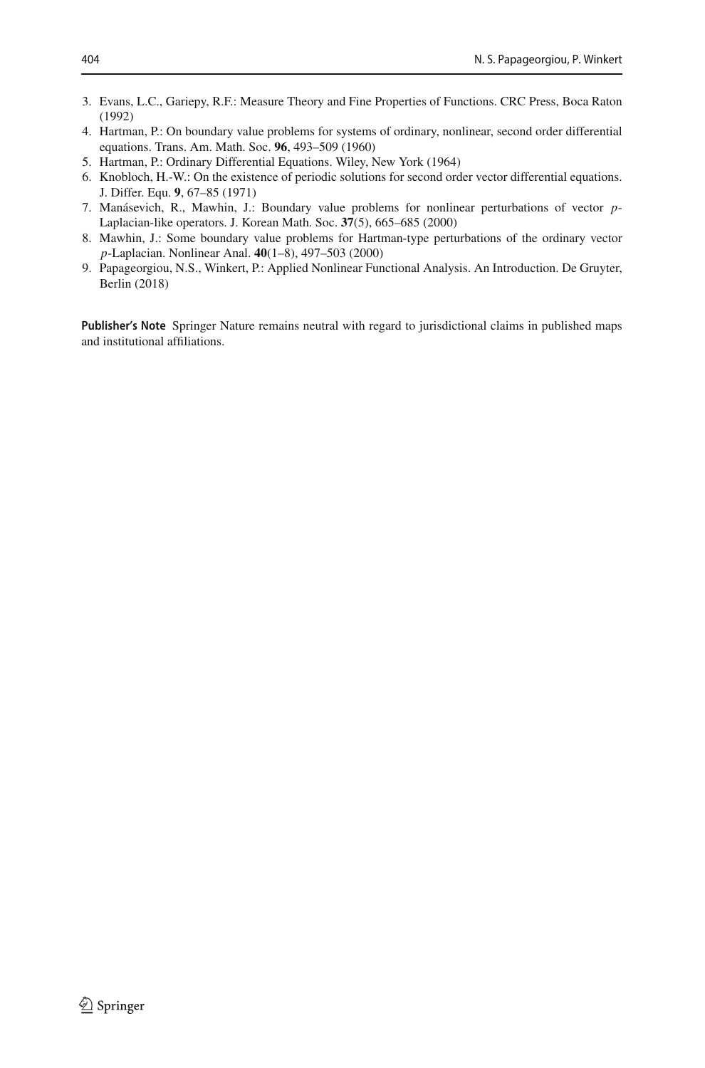3. Evans, L.C., Gariepy, R.F.: Measure Theory and Fine Properties of Functions. CRC Press, Boca Raton (1992)
4. Hartman, P.: On boundary value problems for systems of ordinary, nonlinear, second order differential equations. Trans. Am. Math. Soc. **96**, 493–509 (1960)
5. Hartman, P.: Ordinary Differential Equations. Wiley, New York (1964)
6. Knobloch, H.-W.: On the existence of periodic solutions for second order vector differential equations. J. Differ. Equ. **9**, 67–85 (1971)
7. Manásevich, R., Mawhin, J.: Boundary value problems for nonlinear perturbations of vector $p$-Laplacian-like operators. J. Korean Math. Soc. **37**(5), 665–685 (2000)
8. Mawhin, J.: Some boundary value problems for Hartman-type perturbations of the ordinary vector $p$-Laplacian. Nonlinear Anal. **40**(1–8), 497–503 (2000)
9. Papageorgiou, N.S., Winkert, P.: Applied Nonlinear Functional Analysis. An Introduction. De Gruyter, Berlin (2018)

**Publisher's Note** Springer Nature remains neutral with regard to jurisdictional claims in published maps and institutional affiliations.